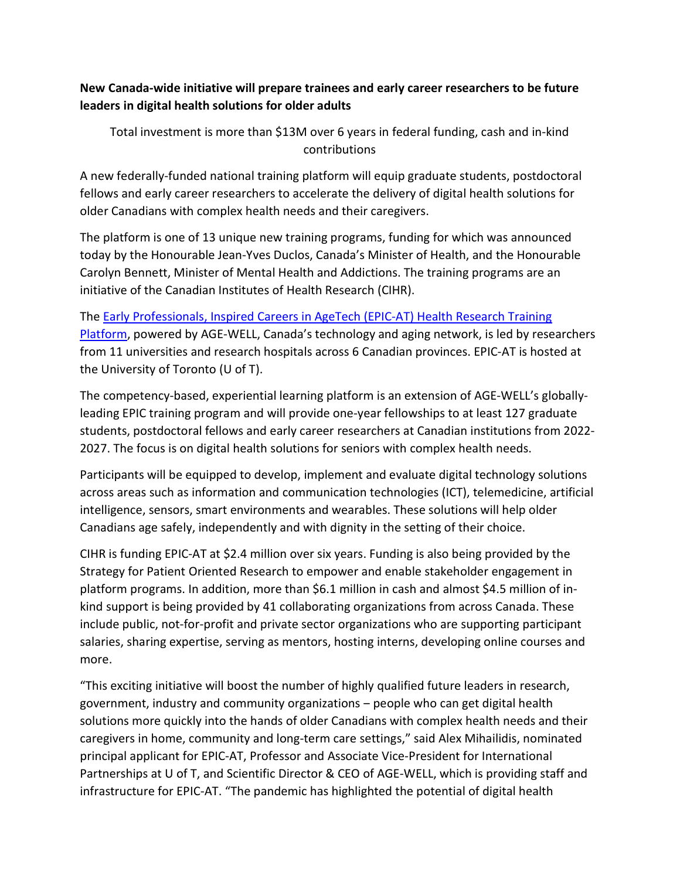**New Canada-wide initiative will prepare trainees and early career researchers to be future leaders in digital health solutions for older adults**

Total investment is more than $13M over 6 years in federal funding, cash and in-kind contributions

A new federally-funded national training platform will equip graduate students, postdoctoral fellows and early career researchers to accelerate the delivery of digital health solutions for older Canadians with complex health needs and their caregivers.

The platform is one of 13 unique new training programs, funding for which was announced today by the Honourable Jean-Yves Duclos, Canada's Minister of Health, and the Honourable Carolyn Bennett, Minister of Mental Health and Addictions. The training programs are an initiative of the Canadian Institutes of Health Research (CIHR).

The Early Professionals, Inspired Careers in AgeTech (EPIC-AT) Health Research Training Platform, powered by AGE-WELL, Canada's technology and aging network, is led by researchers from 11 universities and research hospitals across 6 Canadian provinces. EPIC-AT is hosted at the University of Toronto (U of T).

The competency-based, experiential learning platform is an extension of AGE-WELL's globally-leading EPIC training program and will provide one-year fellowships to at least 127 graduate students, postdoctoral fellows and early career researchers at Canadian institutions from 2022-2027. The focus is on digital health solutions for seniors with complex health needs.

Participants will be equipped to develop, implement and evaluate digital technology solutions across areas such as information and communication technologies (ICT), telemedicine, artificial intelligence, sensors, smart environments and wearables. These solutions will help older Canadians age safely, independently and with dignity in the setting of their choice.

CIHR is funding EPIC-AT at $2.4 million over six years. Funding is also being provided by the Strategy for Patient Oriented Research to empower and enable stakeholder engagement in platform programs. In addition, more than $6.1 million in cash and almost $4.5 million of in-kind support is being provided by 41 collaborating organizations from across Canada. These include public, not-for-profit and private sector organizations who are supporting participant salaries, sharing expertise, serving as mentors, hosting interns, developing online courses and more.

"This exciting initiative will boost the number of highly qualified future leaders in research, government, industry and community organizations – people who can get digital health solutions more quickly into the hands of older Canadians with complex health needs and their caregivers in home, community and long-term care settings," said Alex Mihailidis, nominated principal applicant for EPIC-AT, Professor and Associate Vice-President for International Partnerships at U of T, and Scientific Director & CEO of AGE-WELL, which is providing staff and infrastructure for EPIC-AT. "The pandemic has highlighted the potential of digital health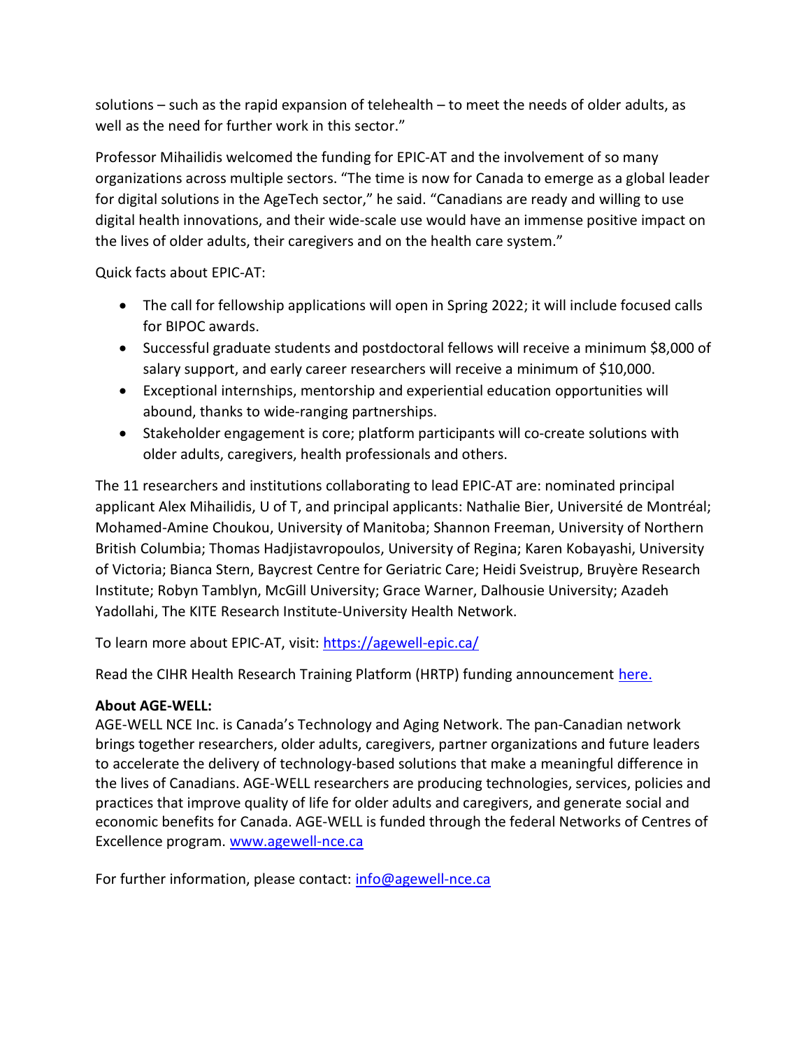solutions – such as the rapid expansion of telehealth – to meet the needs of older adults, as well as the need for further work in this sector."

Professor Mihailidis welcomed the funding for EPIC-AT and the involvement of so many organizations across multiple sectors. "The time is now for Canada to emerge as a global leader for digital solutions in the AgeTech sector," he said. "Canadians are ready and willing to use digital health innovations, and their wide-scale use would have an immense positive impact on the lives of older adults, their caregivers and on the health care system."

Quick facts about EPIC-AT:

- The call for fellowship applications will open in Spring 2022; it will include focused calls for BIPOC awards.
- Successful graduate students and postdoctoral fellows will receive a minimum $8,000 of salary support, and early career researchers will receive a minimum of $10,000.
- Exceptional internships, mentorship and experiential education opportunities will abound, thanks to wide-ranging partnerships.
- Stakeholder engagement is core; platform participants will co-create solutions with older adults, caregivers, health professionals and others.

The 11 researchers and institutions collaborating to lead EPIC-AT are: nominated principal applicant Alex Mihailidis, U of T, and principal applicants: Nathalie Bier, Université de Montréal; Mohamed-Amine Choukou, University of Manitoba; Shannon Freeman, University of Northern British Columbia; Thomas Hadjistavropoulos, University of Regina; Karen Kobayashi, University of Victoria; Bianca Stern, Baycrest Centre for Geriatric Care; Heidi Sveistrup, Bruyère Research Institute; Robyn Tamblyn, McGill University; Grace Warner, Dalhousie University; Azadeh Yadollahi, The KITE Research Institute-University Health Network.

To learn more about EPIC-AT, visit: https://agewell-epic.ca/

Read the CIHR Health Research Training Platform (HRTP) funding announcement here.

**About AGE-WELL:**
AGE-WELL NCE Inc. is Canada's Technology and Aging Network. The pan-Canadian network brings together researchers, older adults, caregivers, partner organizations and future leaders to accelerate the delivery of technology-based solutions that make a meaningful difference in the lives of Canadians. AGE-WELL researchers are producing technologies, services, policies and practices that improve quality of life for older adults and caregivers, and generate social and economic benefits for Canada. AGE-WELL is funded through the federal Networks of Centres of Excellence program. www.agewell-nce.ca

For further information, please contact: info@agewell-nce.ca